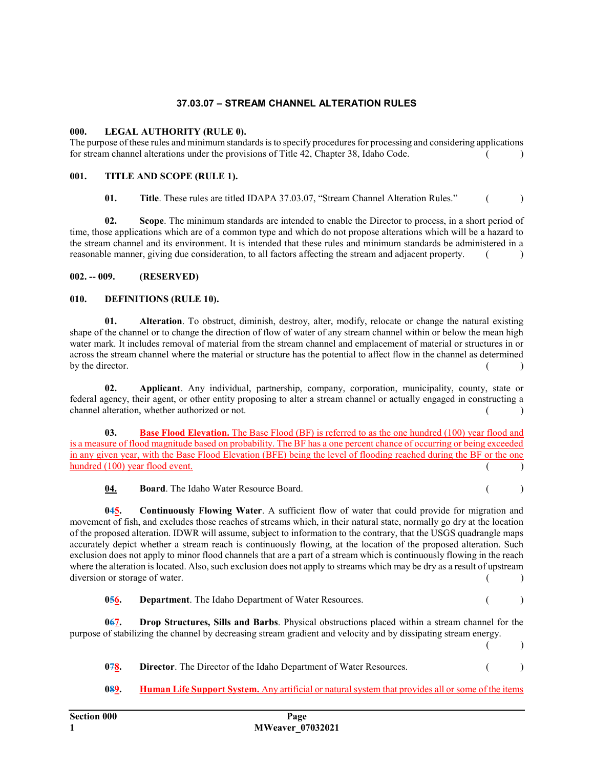# 37.03.07 – STREAM CHANNEL ALTERATION RULES

## 000. LEGAL AUTHORITY (RULE 0).

The purpose of these rules and minimum standards is to specify procedures for processing and considering applications for stream channel alterations under the provisions of Title 42, Chapter 38, Idaho Code. ( )

## 001. TITLE AND SCOPE (RULE 1).

**01. Title**. These rules are titled IDAPA 37.03.07, "Stream Channel Alteration Rules." ( )

**02. Scope**. The minimum standards are intended to enable the Director to process, in a short period of time, those applications which are of a common type and which do not propose alterations which will be a hazard to the stream channel and its environment. It is intended that these rules and minimum standards be administered in a reasonable manner, giving due consideration, to all factors affecting the stream and adjacent property. ( )

## 002. -- 009. (RESERVED)

## 010. DEFINITIONS (RULE 10).

**01. Alteration**. To obstruct, diminish, destroy, alter, modify, relocate or change the natural existing shape of the channel or to change the direction of flow of water of any stream channel within or below the mean high water mark. It includes removal of material from the stream channel and emplacement of material or structures in or across the stream channel where the material or structure has the potential to affect flow in the channel as determined by the director. ( )

**02. Applicant**. Any individual, partnership, company, corporation, municipality, county, state or federal agency, their agent, or other entity proposing to alter a stream channel or actually engaged in constructing a channel alteration, whether authorized or not. ( )

**03. Base Flood Elevation.** The Base Flood (BF) is referred to as the one hundred (100) year flood and is a measure of flood magnitude based on probability. The BF has a one percent chance of occurring or being exceeded in any given year, with the Base Flood Elevation (BFE) being the level of flooding reached during the BF or the one hundred (100) year flood event. ( )

**04. Board**. The Idaho Water Resource Board. ( )

**0~~4~~5. Continuously Flowing Water**. A sufficient flow of water that could provide for migration and movement of fish, and excludes those reaches of streams which, in their natural state, normally go dry at the location of the proposed alteration. IDWR will assume, subject to information to the contrary, that the USGS quadrangle maps accurately depict whether a stream reach is continuously flowing, at the location of the proposed alteration. Such exclusion does not apply to minor flood channels that are a part of a stream which is continuously flowing in the reach where the alteration is located. Also, such exclusion does not apply to streams which may be dry as a result of upstream diversion or storage of water. ( )

**0~~5~~6. Department**. The Idaho Department of Water Resources. ( )

**0~~6~~7. Drop Structures, Sills and Barbs**. Physical obstructions placed within a stream channel for the purpose of stabilizing the channel by decreasing stream gradient and velocity and by dissipating stream energy. ( )

**0~~7~~8. Director**. The Director of the Idaho Department of Water Resources. ( )

**0~~8~~9. Human Life Support System.** Any artificial or natural system that provides all or some of the items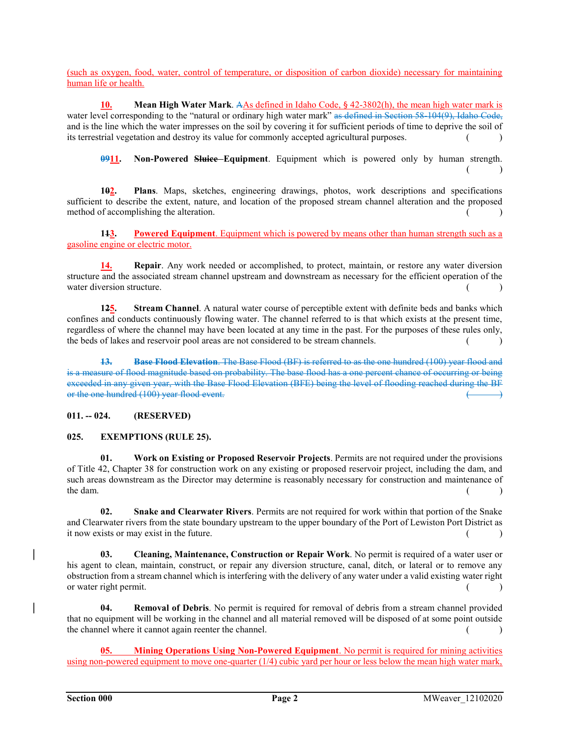(such as oxygen, food, water, control of temperature, or disposition of carbon dioxide) necessary for maintaining human life or health.

**10. Mean High Water Mark**. ~~A~~As defined in Idaho Code, § 42-3802(h), the mean high water mark is water level corresponding to the "natural or ordinary high water mark" ~~as defined in Section 58-104(9), Idaho Code,~~ and is the line which the water impresses on the soil by covering it for sufficient periods of time to deprive the soil of its terrestrial vegetation and destroy its value for commonly accepted agricultural purposes. ( )

**~~09~~11. Non-Powered ~~Sluice~~ Equipment**. Equipment which is powered only by human strength. ( )

**1~~0~~2. Plans**. Maps, sketches, engineering drawings, photos, work descriptions and specifications sufficient to describe the extent, nature, and location of the proposed stream channel alteration and the proposed method of accomplishing the alteration. ( )

**1~~1~~3. Powered Equipment**. Equipment which is powered by means other than human strength such as a gasoline engine or electric motor.

**14. Repair**. Any work needed or accomplished, to protect, maintain, or restore any water diversion structure and the associated stream channel upstream and downstream as necessary for the efficient operation of the water diversion structure. ( )

**1~~2~~5. Stream Channel**. A natural water course of perceptible extent with definite beds and banks which confines and conducts continuously flowing water. The channel referred to is that which exists at the present time, regardless of where the channel may have been located at any time in the past. For the purposes of these rules only, the beds of lakes and reservoir pool areas are not considered to be stream channels. ( )

~~**13. Base Flood Elevation**. The Base Flood (BF) is referred to as the one hundred (100) year flood and is a measure of flood magnitude based on probability. The base flood has a one percent chance of occurring or being exceeded in any given year, with the Base Flood Elevation (BFE) being the level of flooding reached during the BF or the one hundred (100) year flood event. ( )~~

**011. -- 024. (RESERVED)**

**025. EXEMPTIONS (RULE 25).**

**01. Work on Existing or Proposed Reservoir Projects**. Permits are not required under the provisions of Title 42, Chapter 38 for construction work on any existing or proposed reservoir project, including the dam, and such areas downstream as the Director may determine is reasonably necessary for construction and maintenance of the dam. ( )

**02. Snake and Clearwater Rivers**. Permits are not required for work within that portion of the Snake and Clearwater rivers from the state boundary upstream to the upper boundary of the Port of Lewiston Port District as it now exists or may exist in the future. ( )

**03. Cleaning, Maintenance, Construction or Repair Work**. No permit is required of a water user or his agent to clean, maintain, construct, or repair any diversion structure, canal, ditch, or lateral or to remove any obstruction from a stream channel which is interfering with the delivery of any water under a valid existing water right or water right permit. ( )

**04. Removal of Debris**. No permit is required for removal of debris from a stream channel provided that no equipment will be working in the channel and all material removed will be disposed of at some point outside the channel where it cannot again reenter the channel. ( )

**05. Mining Operations Using Non-Powered Equipment**. No permit is required for mining activities using non-powered equipment to move one-quarter (1/4) cubic yard per hour or less below the mean high water mark,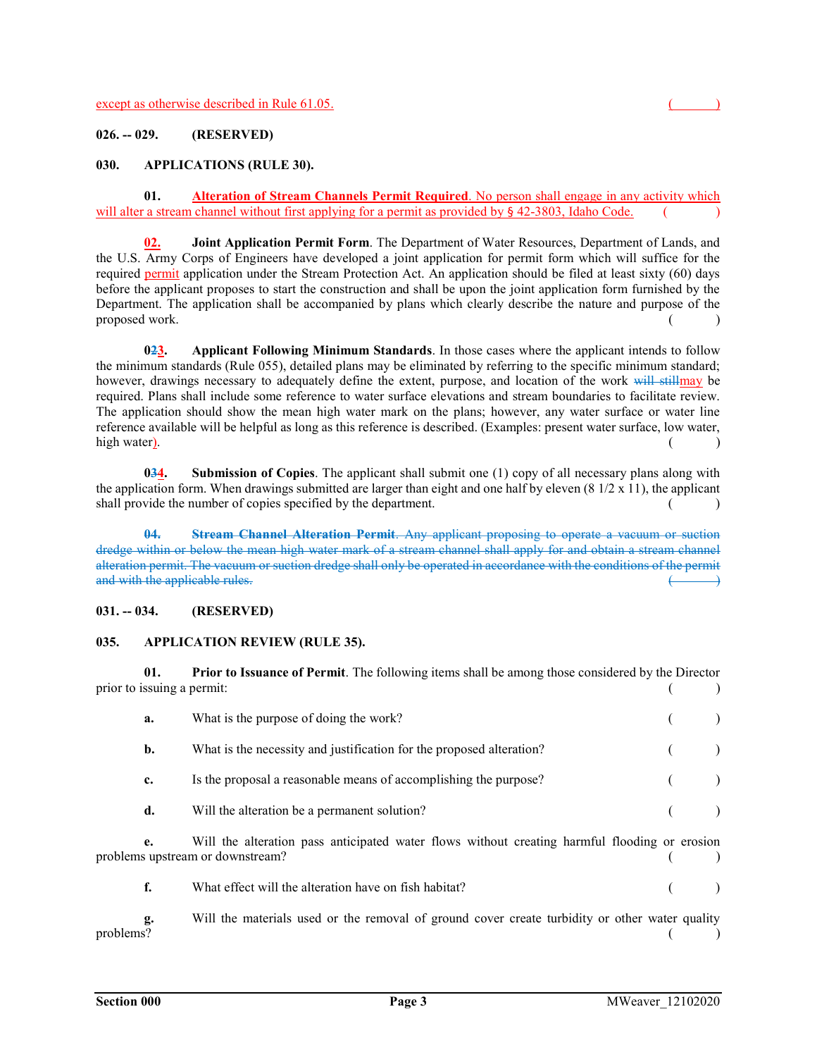except as otherwise described in Rule 61.05. ( )

**026. -- 029. (RESERVED)**

**030. APPLICATIONS (RULE 30).**

**01. Alteration of Stream Channels Permit Required**. No person shall engage in any activity which will alter a stream channel without first applying for a permit as provided by § 42-3803, Idaho Code. ( )

**02. Joint Application Permit Form**. The Department of Water Resources, Department of Lands, and the U.S. Army Corps of Engineers have developed a joint application for permit form which will suffice for the required permit application under the Stream Protection Act. An application should be filed at least sixty (60) days before the applicant proposes to start the construction and shall be upon the joint application form furnished by the Department. The application shall be accompanied by plans which clearly describe the nature and purpose of the proposed work. ( )

**0~~2~~3. Applicant Following Minimum Standards**. In those cases where the applicant intends to follow the minimum standards (Rule 055), detailed plans may be eliminated by referring to the specific minimum standard; however, drawings necessary to adequately define the extent, purpose, and location of the work ~~will still~~may be required. Plans shall include some reference to water surface elevations and stream boundaries to facilitate review. The application should show the mean high water mark on the plans; however, any water surface or water line reference available will be helpful as long as this reference is described. (Examples: present water surface, low water, high water). ( )

**0~~3~~4. Submission of Copies**. The applicant shall submit one (1) copy of all necessary plans along with the application form. When drawings submitted are larger than eight and one half by eleven (8 1/2 x 11), the applicant shall provide the number of copies specified by the department. ( )

~~**04. Stream Channel Alteration Permit**. Any applicant proposing to operate a vacuum or suction dredge within or below the mean high water mark of a stream channel shall apply for and obtain a stream channel alteration permit. The vacuum or suction dredge shall only be operated in accordance with the conditions of the permit and with the applicable rules. ( )~~

**031. -- 034. (RESERVED)**

**035. APPLICATION REVIEW (RULE 35).**

**01. Prior to Issuance of Permit**. The following items shall be among those considered by the Director prior to issuing a permit: ( )

**a.** What is the purpose of doing the work? ( )

**b.** What is the necessity and justification for the proposed alteration? ( )

**c.** Is the proposal a reasonable means of accomplishing the purpose? ( )

**d.** Will the alteration be a permanent solution? ( )

**e.** Will the alteration pass anticipated water flows without creating harmful flooding or erosion problems upstream or downstream? ( )

**f.** What effect will the alteration have on fish habitat? ( )

**g.** Will the materials used or the removal of ground cover create turbidity or other water quality problems? ( )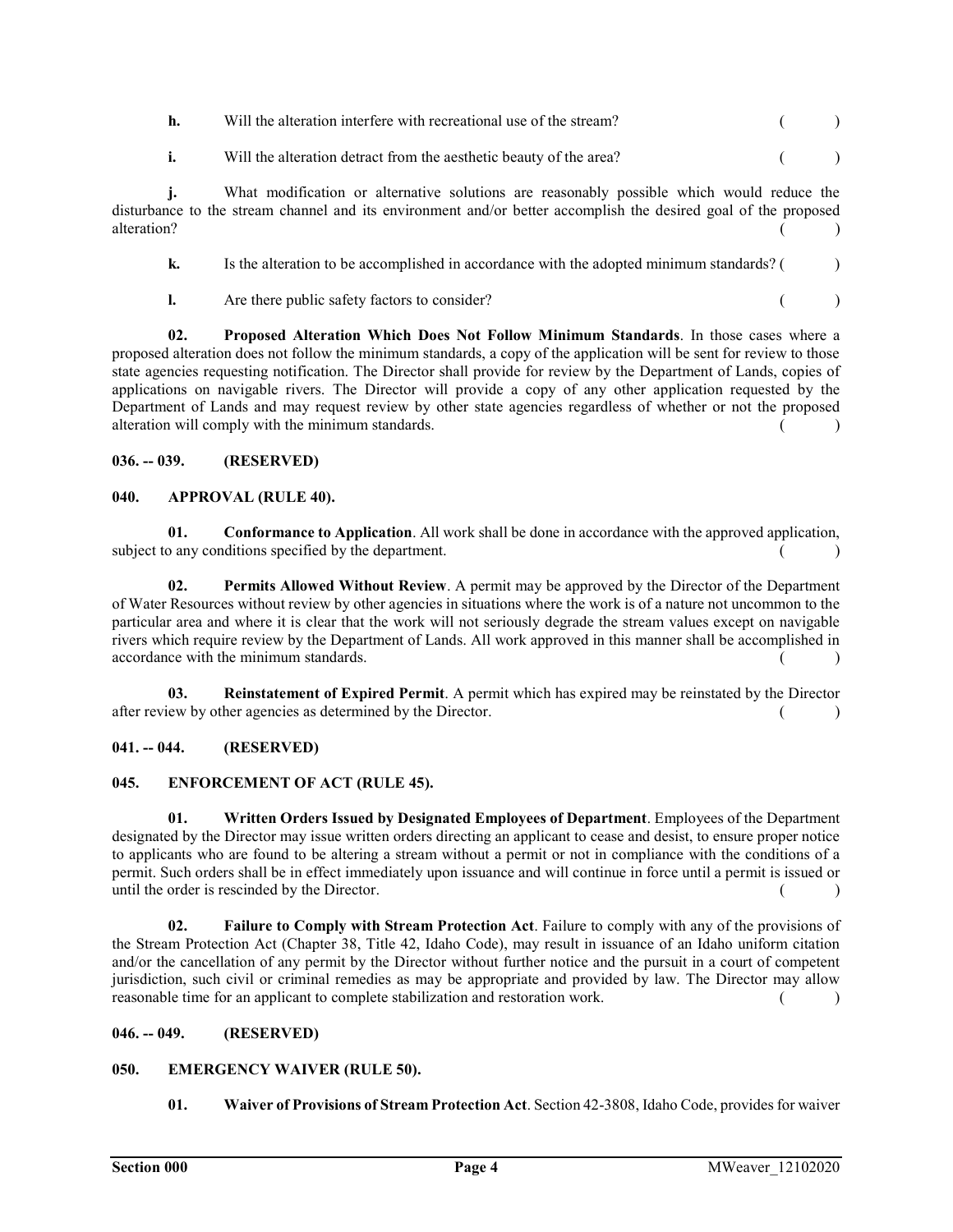**h.** Will the alteration interfere with recreational use of the stream? ( )

**i.** Will the alteration detract from the aesthetic beauty of the area? ( )

**j.** What modification or alternative solutions are reasonably possible which would reduce the disturbance to the stream channel and its environment and/or better accomplish the desired goal of the proposed alteration? ( )

**k.** Is the alteration to be accomplished in accordance with the adopted minimum standards? ( )

**l.** Are there public safety factors to consider? ( )

**02. Proposed Alteration Which Does Not Follow Minimum Standards**. In those cases where a proposed alteration does not follow the minimum standards, a copy of the application will be sent for review to those state agencies requesting notification. The Director shall provide for review by the Department of Lands, copies of applications on navigable rivers. The Director will provide a copy of any other application requested by the Department of Lands and may request review by other state agencies regardless of whether or not the proposed alteration will comply with the minimum standards. ( )

**036. -- 039. (RESERVED)**

**040. APPROVAL (RULE 40).**

**01. Conformance to Application**. All work shall be done in accordance with the approved application, subject to any conditions specified by the department. ( )

**02. Permits Allowed Without Review**. A permit may be approved by the Director of the Department of Water Resources without review by other agencies in situations where the work is of a nature not uncommon to the particular area and where it is clear that the work will not seriously degrade the stream values except on navigable rivers which require review by the Department of Lands. All work approved in this manner shall be accomplished in accordance with the minimum standards. ( )

**03. Reinstatement of Expired Permit**. A permit which has expired may be reinstated by the Director after review by other agencies as determined by the Director. ( )

**041. -- 044. (RESERVED)**

**045. ENFORCEMENT OF ACT (RULE 45).**

**01. Written Orders Issued by Designated Employees of Department**. Employees of the Department designated by the Director may issue written orders directing an applicant to cease and desist, to ensure proper notice to applicants who are found to be altering a stream without a permit or not in compliance with the conditions of a permit. Such orders shall be in effect immediately upon issuance and will continue in force until a permit is issued or until the order is rescinded by the Director. ( )

**02. Failure to Comply with Stream Protection Act**. Failure to comply with any of the provisions of the Stream Protection Act (Chapter 38, Title 42, Idaho Code), may result in issuance of an Idaho uniform citation and/or the cancellation of any permit by the Director without further notice and the pursuit in a court of competent jurisdiction, such civil or criminal remedies as may be appropriate and provided by law. The Director may allow reasonable time for an applicant to complete stabilization and restoration work. ( )

**046. -- 049. (RESERVED)**

**050. EMERGENCY WAIVER (RULE 50).**

**01. Waiver of Provisions of Stream Protection Act**. Section 42-3808, Idaho Code, provides for waiver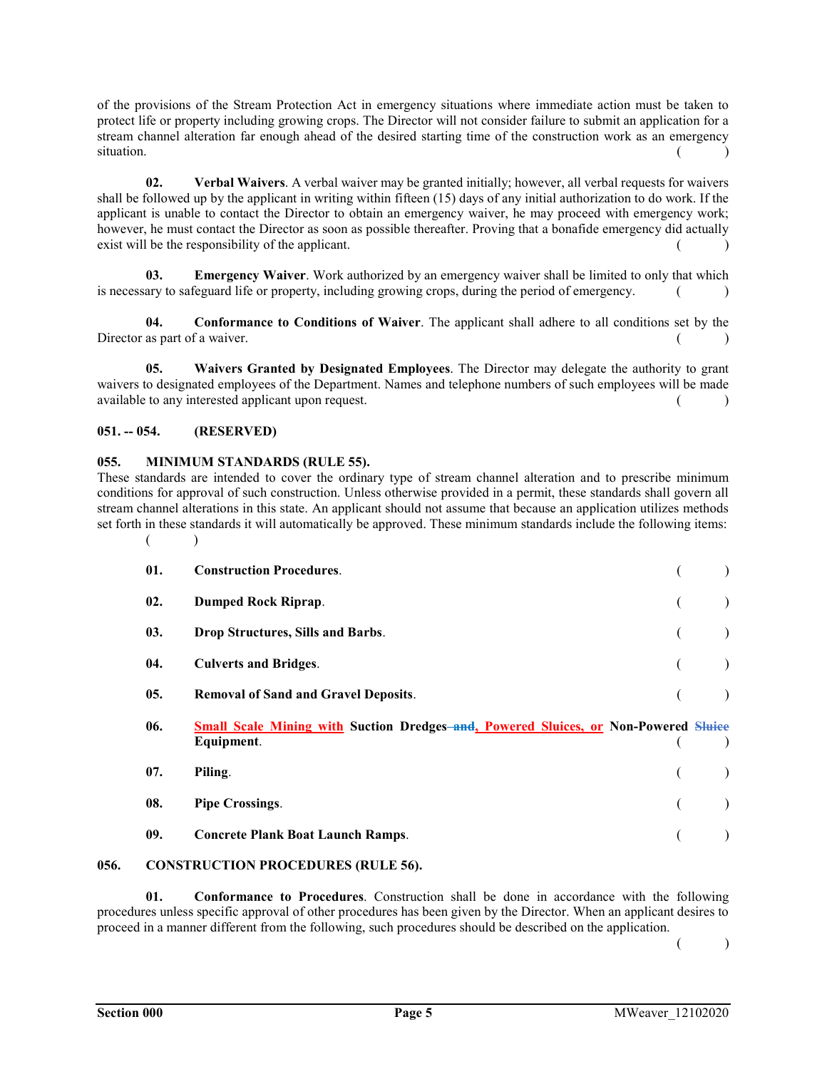of the provisions of the Stream Protection Act in emergency situations where immediate action must be taken to protect life or property including growing crops. The Director will not consider failure to submit an application for a stream channel alteration far enough ahead of the desired starting time of the construction work as an emergency situation. ( )

**02. Verbal Waivers**. A verbal waiver may be granted initially; however, all verbal requests for waivers shall be followed up by the applicant in writing within fifteen (15) days of any initial authorization to do work. If the applicant is unable to contact the Director to obtain an emergency waiver, he may proceed with emergency work; however, he must contact the Director as soon as possible thereafter. Proving that a bonafide emergency did actually exist will be the responsibility of the applicant. ( )

**03. Emergency Waiver**. Work authorized by an emergency waiver shall be limited to only that which is necessary to safeguard life or property, including growing crops, during the period of emergency. ( )

**04. Conformance to Conditions of Waiver**. The applicant shall adhere to all conditions set by the Director as part of a waiver. ( )

**05. Waivers Granted by Designated Employees**. The Director may delegate the authority to grant waivers to designated employees of the Department. Names and telephone numbers of such employees will be made available to any interested applicant upon request. ( )

**051. -- 054. (RESERVED)**

**055. MINIMUM STANDARDS (RULE 55).**

These standards are intended to cover the ordinary type of stream channel alteration and to prescribe minimum conditions for approval of such construction. Unless otherwise provided in a permit, these standards shall govern all stream channel alterations in this state. An applicant should not assume that because an application utilizes methods set forth in these standards it will automatically be approved. These minimum standards include the following items: ( )

**01. Construction Procedures**. ( )

**02. Dumped Rock Riprap**. ( )

**03. Drop Structures, Sills and Barbs**. ( )

**04. Culverts and Bridges**. ( )

**05. Removal of Sand and Gravel Deposits**. ( )

**06.** Small Scale Mining with **Suction Dredges** ~~and~~, Powered Sluices, or **Non-Powered** ~~Sluice~~ **Equipment**. ( )

**07. Piling**. ( )

**08. Pipe Crossings**. ( )

**09. Concrete Plank Boat Launch Ramps**. ( )

**056. CONSTRUCTION PROCEDURES (RULE 56).**

**01. Conformance to Procedures**. Construction shall be done in accordance with the following procedures unless specific approval of other procedures has been given by the Director. When an applicant desires to proceed in a manner different from the following, such procedures should be described on the application. ( )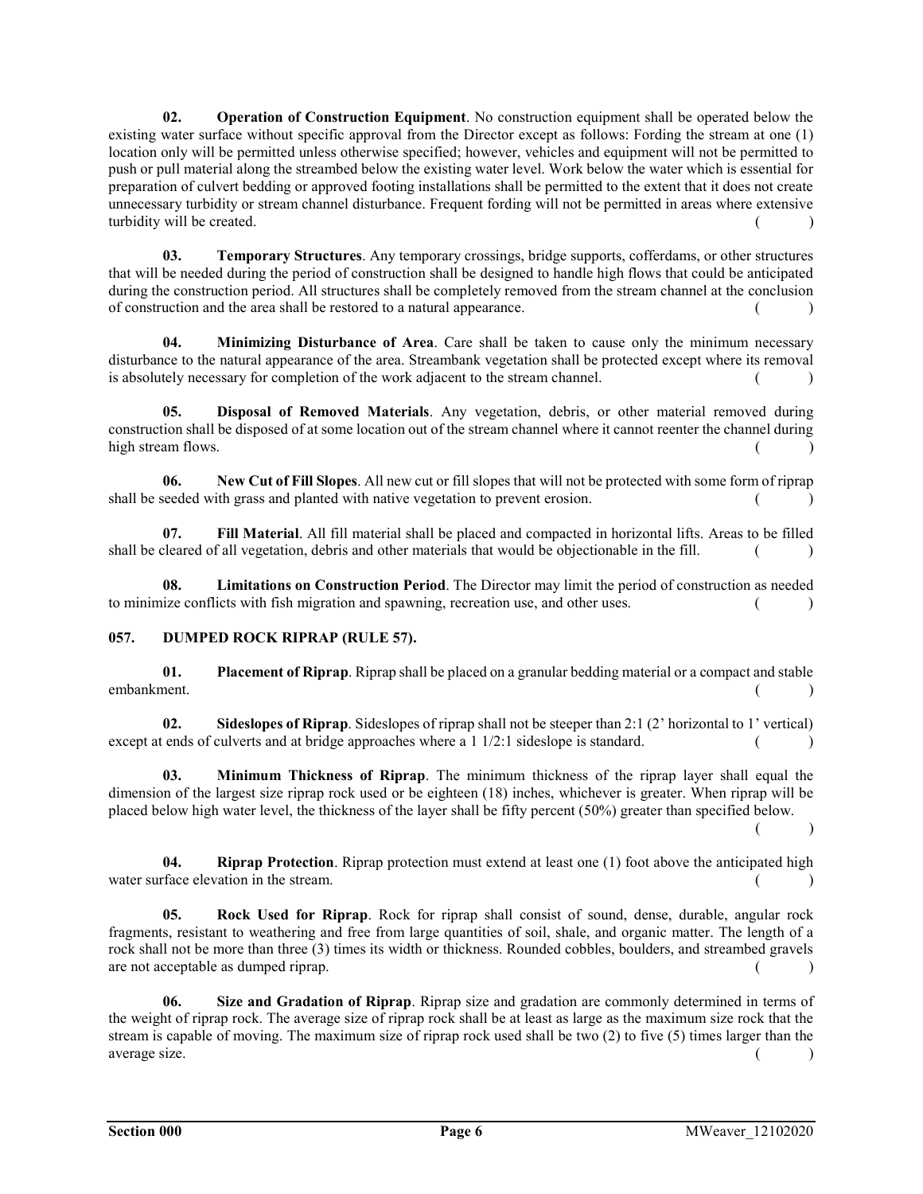**02. Operation of Construction Equipment**. No construction equipment shall be operated below the existing water surface without specific approval from the Director except as follows: Fording the stream at one (1) location only will be permitted unless otherwise specified; however, vehicles and equipment will not be permitted to push or pull material along the streambed below the existing water level. Work below the water which is essential for preparation of culvert bedding or approved footing installations shall be permitted to the extent that it does not create unnecessary turbidity or stream channel disturbance. Frequent fording will not be permitted in areas where extensive turbidity will be created. ( )

**03. Temporary Structures**. Any temporary crossings, bridge supports, cofferdams, or other structures that will be needed during the period of construction shall be designed to handle high flows that could be anticipated during the construction period. All structures shall be completely removed from the stream channel at the conclusion of construction and the area shall be restored to a natural appearance. ( )

**04. Minimizing Disturbance of Area**. Care shall be taken to cause only the minimum necessary disturbance to the natural appearance of the area. Streambank vegetation shall be protected except where its removal is absolutely necessary for completion of the work adjacent to the stream channel. ( )

**05. Disposal of Removed Materials**. Any vegetation, debris, or other material removed during construction shall be disposed of at some location out of the stream channel where it cannot reenter the channel during high stream flows. ( )

**06. New Cut of Fill Slopes**. All new cut or fill slopes that will not be protected with some form of riprap shall be seeded with grass and planted with native vegetation to prevent erosion. ( )

**07. Fill Material**. All fill material shall be placed and compacted in horizontal lifts. Areas to be filled shall be cleared of all vegetation, debris and other materials that would be objectionable in the fill. ( )

**08. Limitations on Construction Period**. The Director may limit the period of construction as needed to minimize conflicts with fish migration and spawning, recreation use, and other uses. ( )

**057. DUMPED ROCK RIPRAP (RULE 57).**

**01. Placement of Riprap**. Riprap shall be placed on a granular bedding material or a compact and stable embankment. ( )

**02. Sideslopes of Riprap**. Sideslopes of riprap shall not be steeper than 2:1 (2' horizontal to 1' vertical) except at ends of culverts and at bridge approaches where a 1 1/2:1 sideslope is standard. ( )

**03. Minimum Thickness of Riprap**. The minimum thickness of the riprap layer shall equal the dimension of the largest size riprap rock used or be eighteen (18) inches, whichever is greater. When riprap will be placed below high water level, the thickness of the layer shall be fifty percent (50%) greater than specified below. ( )

**04. Riprap Protection**. Riprap protection must extend at least one (1) foot above the anticipated high water surface elevation in the stream. ( )

**05. Rock Used for Riprap**. Rock for riprap shall consist of sound, dense, durable, angular rock fragments, resistant to weathering and free from large quantities of soil, shale, and organic matter. The length of a rock shall not be more than three (3) times its width or thickness. Rounded cobbles, boulders, and streambed gravels are not acceptable as dumped riprap. ( )

**06. Size and Gradation of Riprap**. Riprap size and gradation are commonly determined in terms of the weight of riprap rock. The average size of riprap rock shall be at least as large as the maximum size rock that the stream is capable of moving. The maximum size of riprap rock used shall be two (2) to five (5) times larger than the average size. ( )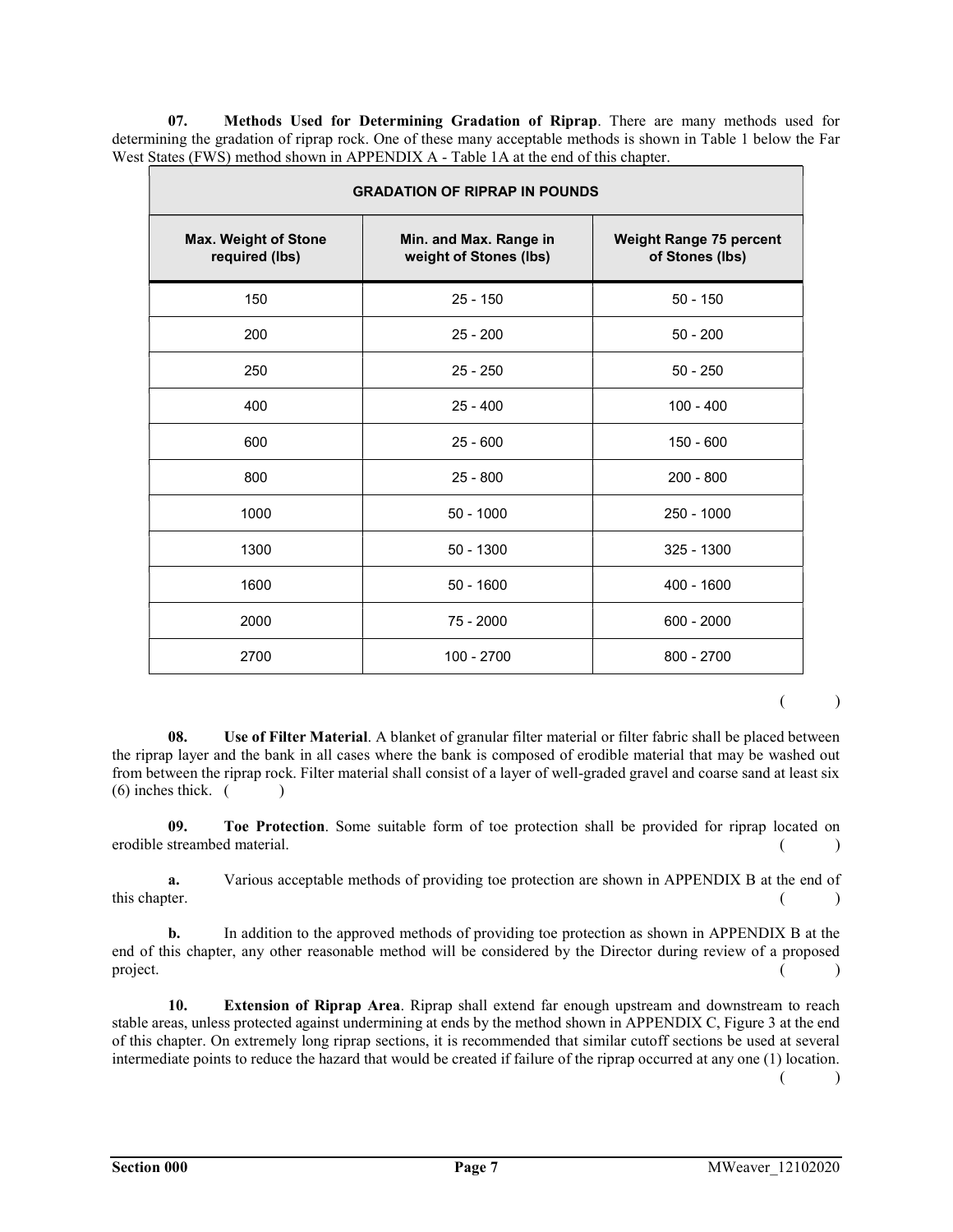**07. Methods Used for Determining Gradation of Riprap**. There are many methods used for determining the gradation of riprap rock. One of these many acceptable methods is shown in Table 1 below the Far West States (FWS) method shown in APPENDIX A - Table 1A at the end of this chapter.

| GRADATION OF RIPRAP IN POUNDS | | |
|---|---|---|
| **Max. Weight of Stone required (lbs)** | **Min. and Max. Range in weight of Stones (lbs)** | **Weight Range 75 percent of Stones (lbs)** |
| 150 | 25 - 150 | 50 - 150 |
| 200 | 25 - 200 | 50 - 200 |
| 250 | 25 - 250 | 50 - 250 |
| 400 | 25 - 400 | 100 - 400 |
| 600 | 25 - 600 | 150 - 600 |
| 800 | 25 - 800 | 200 - 800 |
| 1000 | 50 - 1000 | 250 - 1000 |
| 1300 | 50 - 1300 | 325 - 1300 |
| 1600 | 50 - 1600 | 400 - 1600 |
| 2000 | 75 - 2000 | 600 - 2000 |
| 2700 | 100 - 2700 | 800 - 2700 |

( )

**08. Use of Filter Material**. A blanket of granular filter material or filter fabric shall be placed between the riprap layer and the bank in all cases where the bank is composed of erodible material that may be washed out from between the riprap rock. Filter material shall consist of a layer of well-graded gravel and coarse sand at least six (6) inches thick. ( )

**09. Toe Protection**. Some suitable form of toe protection shall be provided for riprap located on erodible streambed material. ( )

**a.** Various acceptable methods of providing toe protection are shown in APPENDIX B at the end of this chapter. ( )

**b.** In addition to the approved methods of providing toe protection as shown in APPENDIX B at the end of this chapter, any other reasonable method will be considered by the Director during review of a proposed project. ( )

**10. Extension of Riprap Area**. Riprap shall extend far enough upstream and downstream to reach stable areas, unless protected against undermining at ends by the method shown in APPENDIX C, Figure 3 at the end of this chapter. On extremely long riprap sections, it is recommended that similar cutoff sections be used at several intermediate points to reduce the hazard that would be created if failure of the riprap occurred at any one (1) location. ( )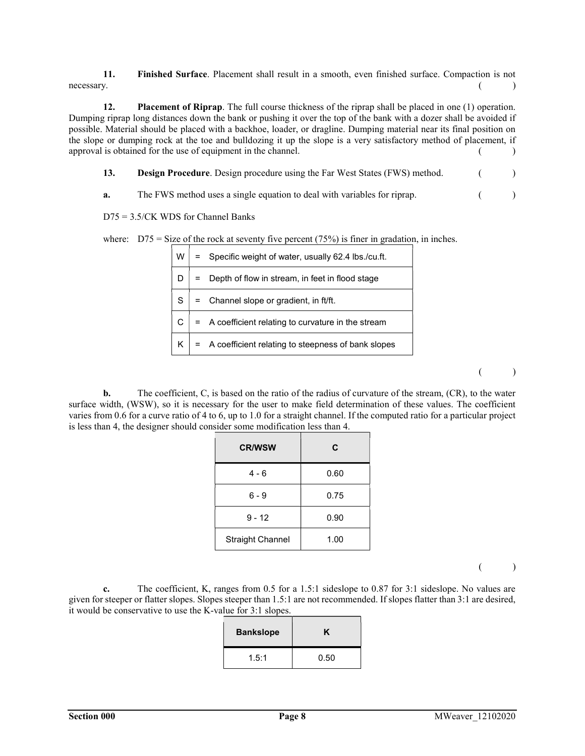**11. Finished Surface**. Placement shall result in a smooth, even finished surface. Compaction is not necessary. ( )

**12. Placement of Riprap**. The full course thickness of the riprap shall be placed in one (1) operation. Dumping riprap long distances down the bank or pushing it over the top of the bank with a dozer shall be avoided if possible. Material should be placed with a backhoe, loader, or dragline. Dumping material near its final position on the slope or dumping rock at the toe and bulldozing it up the slope is a very satisfactory method of placement, if approval is obtained for the use of equipment in the channel. ( )

**13. Design Procedure**. Design procedure using the Far West States (FWS) method. ( )

**a.** The FWS method uses a single equation to deal with variables for riprap. ( )

D75 = 3.5/CK WDS for Channel Banks

where: D75 = Size of the rock at seventy five percent (75%) is finer in gradation, in inches.

| | | |
|---|---|---|
| W | = | Specific weight of water, usually 62.4 lbs./cu.ft. |
| D | = | Depth of flow in stream, in feet in flood stage |
| S | = | Channel slope or gradient, in ft/ft. |
| C | = | A coefficient relating to curvature in the stream |
| K | = | A coefficient relating to steepness of bank slopes |

( )

**b.** The coefficient, C, is based on the ratio of the radius of curvature of the stream, (CR), to the water surface width, (WSW), so it is necessary for the user to make field determination of these values. The coefficient varies from 0.6 for a curve ratio of 4 to 6, up to 1.0 for a straight channel. If the computed ratio for a particular project is less than 4, the designer should consider some modification less than 4.

| CR/WSW | C |
|---|---|
| 4 - 6 | 0.60 |
| 6 - 9 | 0.75 |
| 9 - 12 | 0.90 |
| Straight Channel | 1.00 |

( )

**c.** The coefficient, K, ranges from 0.5 for a 1.5:1 sideslope to 0.87 for 3:1 sideslope. No values are given for steeper or flatter slopes. Slopes steeper than 1.5:1 are not recommended. If slopes flatter than 3:1 are desired, it would be conservative to use the K-value for 3:1 slopes.

| Bankslope | K |
|---|---|
| 1.5:1 | 0.50 |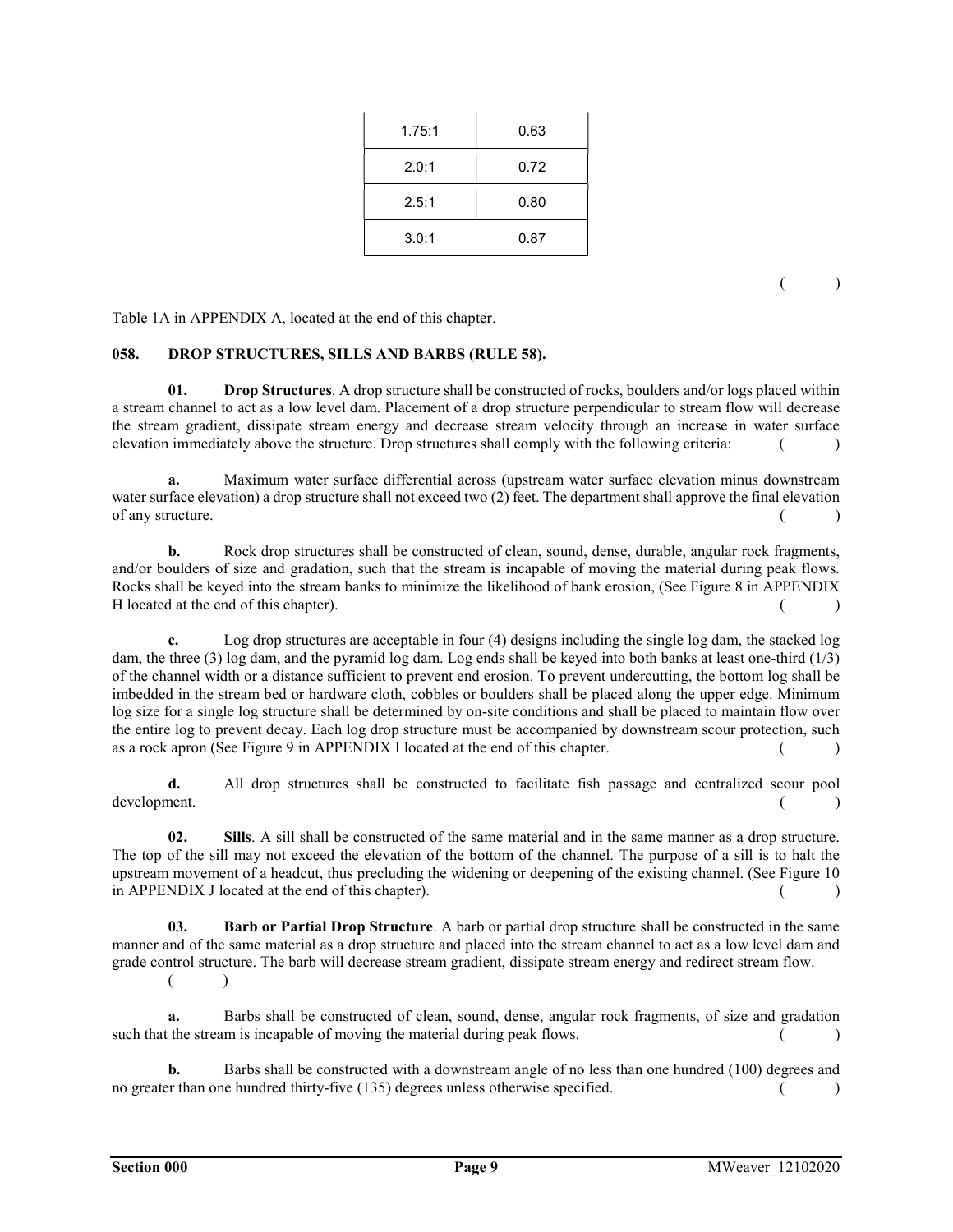| | |
|---|---|
| 1.75:1 | 0.63 |
| 2.0:1 | 0.72 |
| 2.5:1 | 0.80 |
| 3.0:1 | 0.87 |

( )

Table 1A in APPENDIX A, located at the end of this chapter.

**058. DROP STRUCTURES, SILLS AND BARBS (RULE 58).**

**01. Drop Structures**. A drop structure shall be constructed of rocks, boulders and/or logs placed within a stream channel to act as a low level dam. Placement of a drop structure perpendicular to stream flow will decrease the stream gradient, dissipate stream energy and decrease stream velocity through an increase in water surface elevation immediately above the structure. Drop structures shall comply with the following criteria: ( )

**a.** Maximum water surface differential across (upstream water surface elevation minus downstream water surface elevation) a drop structure shall not exceed two (2) feet. The department shall approve the final elevation of any structure. ( )

**b.** Rock drop structures shall be constructed of clean, sound, dense, durable, angular rock fragments, and/or boulders of size and gradation, such that the stream is incapable of moving the material during peak flows. Rocks shall be keyed into the stream banks to minimize the likelihood of bank erosion, (See Figure 8 in APPENDIX H located at the end of this chapter). ( )

**c.** Log drop structures are acceptable in four (4) designs including the single log dam, the stacked log dam, the three (3) log dam, and the pyramid log dam. Log ends shall be keyed into both banks at least one-third (1/3) of the channel width or a distance sufficient to prevent end erosion. To prevent undercutting, the bottom log shall be imbedded in the stream bed or hardware cloth, cobbles or boulders shall be placed along the upper edge. Minimum log size for a single log structure shall be determined by on-site conditions and shall be placed to maintain flow over the entire log to prevent decay. Each log drop structure must be accompanied by downstream scour protection, such as a rock apron (See Figure 9 in APPENDIX I located at the end of this chapter. ( )

**d.** All drop structures shall be constructed to facilitate fish passage and centralized scour pool development. ( )

**02. Sills**. A sill shall be constructed of the same material and in the same manner as a drop structure. The top of the sill may not exceed the elevation of the bottom of the channel. The purpose of a sill is to halt the upstream movement of a headcut, thus precluding the widening or deepening of the existing channel. (See Figure 10 in APPENDIX J located at the end of this chapter). ( )

**03. Barb or Partial Drop Structure**. A barb or partial drop structure shall be constructed in the same manner and of the same material as a drop structure and placed into the stream channel to act as a low level dam and grade control structure. The barb will decrease stream gradient, dissipate stream energy and redirect stream flow. ( )

**a.** Barbs shall be constructed of clean, sound, dense, angular rock fragments, of size and gradation such that the stream is incapable of moving the material during peak flows. ( )

**b.** Barbs shall be constructed with a downstream angle of no less than one hundred (100) degrees and no greater than one hundred thirty-five (135) degrees unless otherwise specified. ( )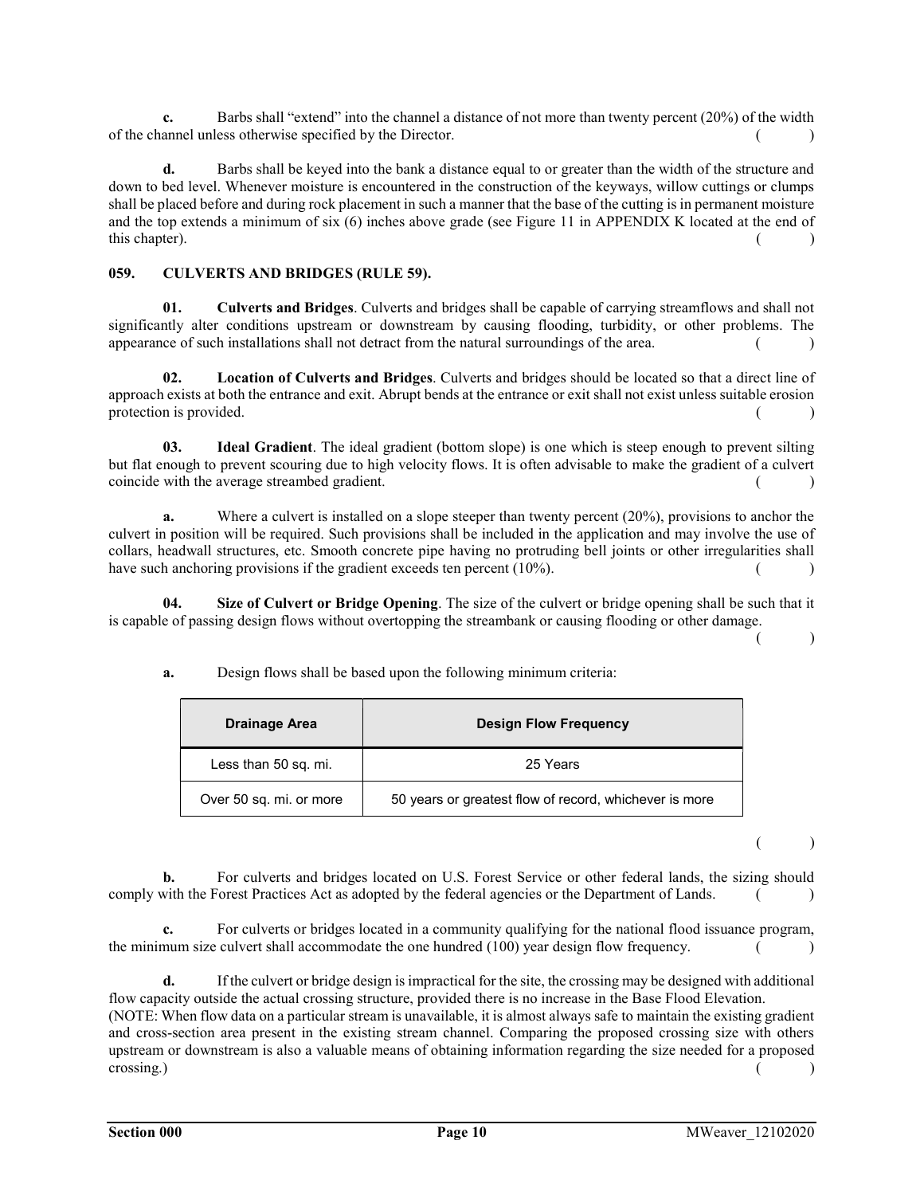**c.** Barbs shall "extend" into the channel a distance of not more than twenty percent (20%) of the width of the channel unless otherwise specified by the Director. ( )

**d.** Barbs shall be keyed into the bank a distance equal to or greater than the width of the structure and down to bed level. Whenever moisture is encountered in the construction of the keyways, willow cuttings or clumps shall be placed before and during rock placement in such a manner that the base of the cutting is in permanent moisture and the top extends a minimum of six (6) inches above grade (see Figure 11 in APPENDIX K located at the end of this chapter). ( )

### 059. CULVERTS AND BRIDGES (RULE 59).

**01. Culverts and Bridges**. Culverts and bridges shall be capable of carrying streamflows and shall not significantly alter conditions upstream or downstream by causing flooding, turbidity, or other problems. The appearance of such installations shall not detract from the natural surroundings of the area. ( )

**02. Location of Culverts and Bridges**. Culverts and bridges should be located so that a direct line of approach exists at both the entrance and exit. Abrupt bends at the entrance or exit shall not exist unless suitable erosion protection is provided. ( )

**03. Ideal Gradient**. The ideal gradient (bottom slope) is one which is steep enough to prevent silting but flat enough to prevent scouring due to high velocity flows. It is often advisable to make the gradient of a culvert coincide with the average streambed gradient. ( )

**a.** Where a culvert is installed on a slope steeper than twenty percent (20%), provisions to anchor the culvert in position will be required. Such provisions shall be included in the application and may involve the use of collars, headwall structures, etc. Smooth concrete pipe having no protruding bell joints or other irregularities shall have such anchoring provisions if the gradient exceeds ten percent (10%). ( )

**04. Size of Culvert or Bridge Opening**. The size of the culvert or bridge opening shall be such that it is capable of passing design flows without overtopping the streambank or causing flooding or other damage. ( )

**a.** Design flows shall be based upon the following minimum criteria:

| Drainage Area | Design Flow Frequency |
|---|---|
| Less than 50 sq. mi. | 25 Years |
| Over 50 sq. mi. or more | 50 years or greatest flow of record, whichever is more |

( )

**b.** For culverts and bridges located on U.S. Forest Service or other federal lands, the sizing should comply with the Forest Practices Act as adopted by the federal agencies or the Department of Lands. ( )

**c.** For culverts or bridges located in a community qualifying for the national flood issuance program, the minimum size culvert shall accommodate the one hundred (100) year design flow frequency. ( )

**d.** If the culvert or bridge design is impractical for the site, the crossing may be designed with additional flow capacity outside the actual crossing structure, provided there is no increase in the Base Flood Elevation.
(NOTE: When flow data on a particular stream is unavailable, it is almost always safe to maintain the existing gradient and cross-section area present in the existing stream channel. Comparing the proposed crossing size with others upstream or downstream is also a valuable means of obtaining information regarding the size needed for a proposed crossing.) ( )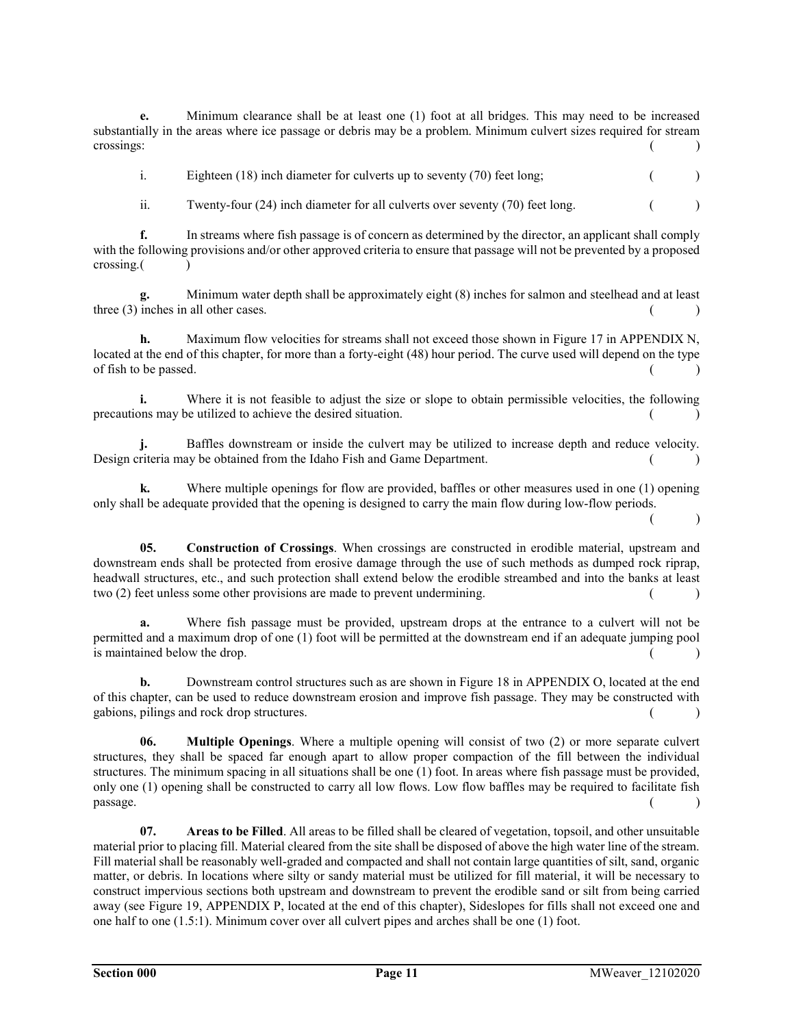**e.** Minimum clearance shall be at least one (1) foot at all bridges. This may need to be increased substantially in the areas where ice passage or debris may be a problem. Minimum culvert sizes required for stream crossings: ( )

i. Eighteen (18) inch diameter for culverts up to seventy (70) feet long; ( )

ii. Twenty-four (24) inch diameter for all culverts over seventy (70) feet long. ( )

**f.** In streams where fish passage is of concern as determined by the director, an applicant shall comply with the following provisions and/or other approved criteria to ensure that passage will not be prevented by a proposed crossing.( )

**g.** Minimum water depth shall be approximately eight (8) inches for salmon and steelhead and at least three (3) inches in all other cases. ( )

**h.** Maximum flow velocities for streams shall not exceed those shown in Figure 17 in APPENDIX N, located at the end of this chapter, for more than a forty-eight (48) hour period. The curve used will depend on the type of fish to be passed. ( )

**i.** Where it is not feasible to adjust the size or slope to obtain permissible velocities, the following precautions may be utilized to achieve the desired situation. ( )

**j.** Baffles downstream or inside the culvert may be utilized to increase depth and reduce velocity. Design criteria may be obtained from the Idaho Fish and Game Department. ( )

**k.** Where multiple openings for flow are provided, baffles or other measures used in one (1) opening only shall be adequate provided that the opening is designed to carry the main flow during low-flow periods. ( )

**05. Construction of Crossings**. When crossings are constructed in erodible material, upstream and downstream ends shall be protected from erosive damage through the use of such methods as dumped rock riprap, headwall structures, etc., and such protection shall extend below the erodible streambed and into the banks at least two (2) feet unless some other provisions are made to prevent undermining. ( )

**a.** Where fish passage must be provided, upstream drops at the entrance to a culvert will not be permitted and a maximum drop of one (1) foot will be permitted at the downstream end if an adequate jumping pool is maintained below the drop. ( )

**b.** Downstream control structures such as are shown in Figure 18 in APPENDIX O, located at the end of this chapter, can be used to reduce downstream erosion and improve fish passage. They may be constructed with gabions, pilings and rock drop structures. ( )

**06. Multiple Openings**. Where a multiple opening will consist of two (2) or more separate culvert structures, they shall be spaced far enough apart to allow proper compaction of the fill between the individual structures. The minimum spacing in all situations shall be one (1) foot. In areas where fish passage must be provided, only one (1) opening shall be constructed to carry all low flows. Low flow baffles may be required to facilitate fish passage. ( )

**07. Areas to be Filled**. All areas to be filled shall be cleared of vegetation, topsoil, and other unsuitable material prior to placing fill. Material cleared from the site shall be disposed of above the high water line of the stream. Fill material shall be reasonably well-graded and compacted and shall not contain large quantities of silt, sand, organic matter, or debris. In locations where silty or sandy material must be utilized for fill material, it will be necessary to construct impervious sections both upstream and downstream to prevent the erodible sand or silt from being carried away (see Figure 19, APPENDIX P, located at the end of this chapter), Sideslopes for fills shall not exceed one and one half to one (1.5:1). Minimum cover over all culvert pipes and arches shall be one (1) foot.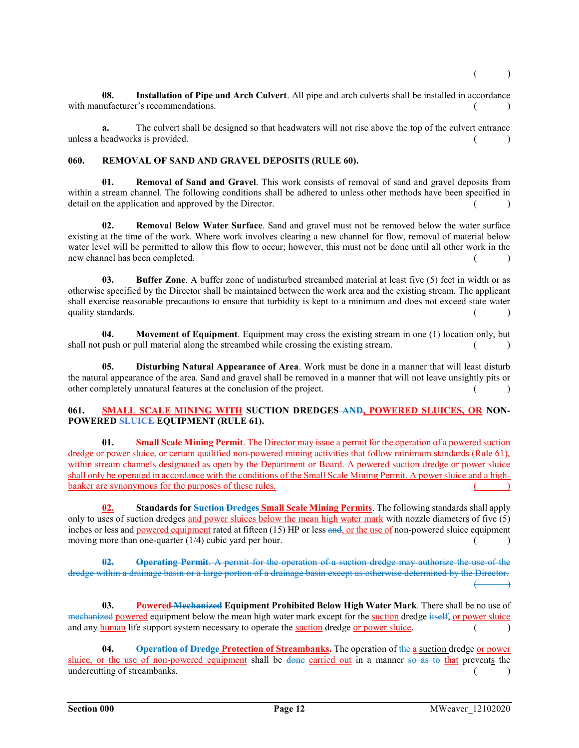( )

**08. Installation of Pipe and Arch Culvert**. All pipe and arch culverts shall be installed in accordance with manufacturer's recommendations. ( )

**a.** The culvert shall be designed so that headwaters will not rise above the top of the culvert entrance unless a headworks is provided. ( )

**060. REMOVAL OF SAND AND GRAVEL DEPOSITS (RULE 60).**

**01. Removal of Sand and Gravel**. This work consists of removal of sand and gravel deposits from within a stream channel. The following conditions shall be adhered to unless other methods have been specified in detail on the application and approved by the Director. ( )

**02. Removal Below Water Surface**. Sand and gravel must not be removed below the water surface existing at the time of the work. Where work involves clearing a new channel for flow, removal of material below water level will be permitted to allow this flow to occur; however, this must not be done until all other work in the new channel has been completed. ( )

**03. Buffer Zone**. A buffer zone of undisturbed streambed material at least five (5) feet in width or as otherwise specified by the Director shall be maintained between the work area and the existing stream. The applicant shall exercise reasonable precautions to ensure that turbidity is kept to a minimum and does not exceed state water quality standards. ( )

**04. Movement of Equipment**. Equipment may cross the existing stream in one (1) location only, but shall not push or pull material along the streambed while crossing the existing stream. ( )

**05. Disturbing Natural Appearance of Area**. Work must be done in a manner that will least disturb the natural appearance of the area. Sand and gravel shall be removed in a manner that will not leave unsightly pits or other completely unnatural features at the conclusion of the project. ( )

**061. SMALL SCALE MINING WITH SUCTION DREDGES ~~AND~~, POWERED SLUICES, OR NON-POWERED ~~SLUICE~~ EQUIPMENT (RULE 61).**

**01. Small Scale Mining Permit**. The Director may issue a permit for the operation of a powered suction dredge or power sluice, or certain qualified non-powered mining activities that follow minimum standards (Rule 61), within stream channels designated as open by the Department or Board. A powered suction dredge or power sluice shall only be operated in accordance with the conditions of the Small Scale Mining Permit. A power sluice and a high-banker are synonymous for the purposes of these rules. ( )

**02. Standards for ~~Suction Dredges~~ Small Scale Mining Permits**. The following standards shall apply only to uses of suction dredges and power sluices below the mean high water mark with nozzle diameters of five (5) inches or less and powered equipment rated at fifteen (15) HP or less ~~and~~, or the use of non-powered sluice equipment moving more than one-quarter (1/4) cubic yard per hour. ( )

~~**02. Operating Permit**. A permit for the operation of a suction dredge may authorize the use of the dredge within a drainage basin or a large portion of a drainage basin except as otherwise determined by the Director. ( )~~

**03. Powered ~~Mechanized~~ Equipment Prohibited Below High Water Mark**. There shall be no use of ~~mechanized~~ powered equipment below the mean high water mark except for the suction dredge ~~itself~~, or power sluice and any human life support system necessary to operate the suction dredge or power sluice. ( )

**04. ~~Operation of Dredge~~ Protection of Streambanks.** The operation of ~~the~~ a suction dredge or power sluice, or the use of non-powered equipment shall be ~~done~~ carried out in a manner ~~so as to~~ that prevents the undercutting of streambanks. ( )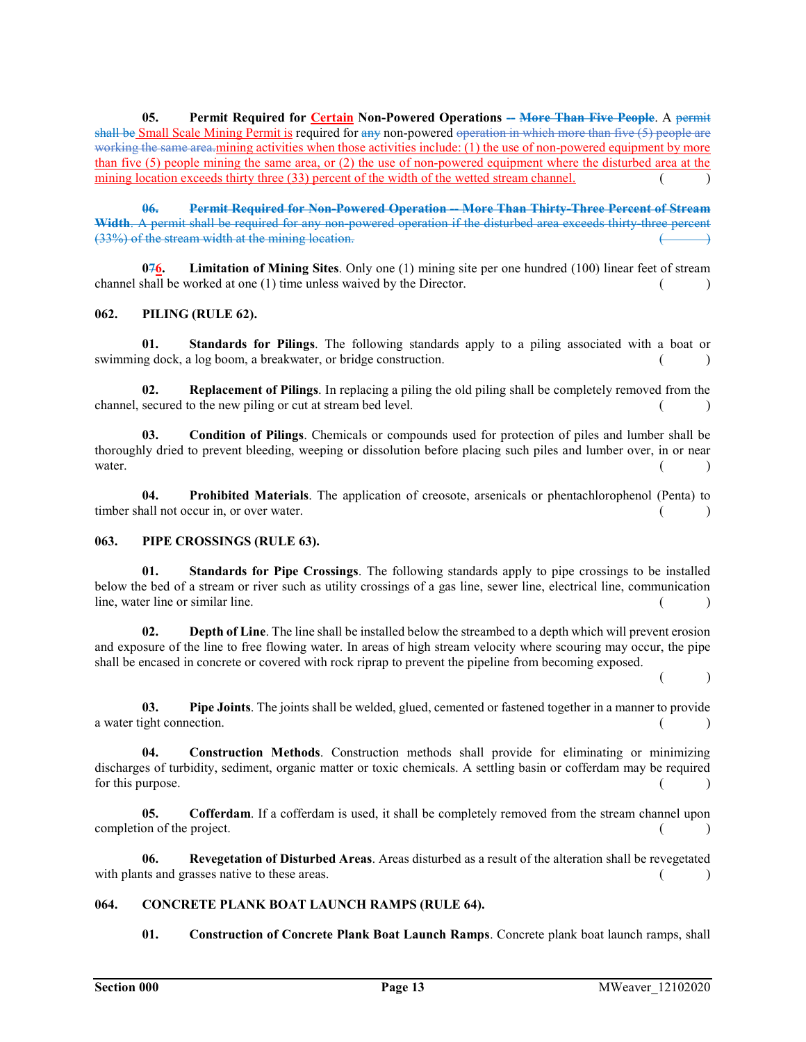**05. Permit Required for ~~Certain~~ Non-Powered Operations ~~-- More Than Five People~~.** A ~~permit shall be~~ Small Scale Mining Permit is required for ~~any~~ non-powered ~~operation in which more than five (5) people are working the same area.~~mining activities when those activities include: (1) the use of non-powered equipment by more than five (5) people mining the same area, or (2) the use of non-powered equipment where the disturbed area at the mining location exceeds thirty three (33) percent of the width of the wetted stream channel. ( )

~~**06. Permit Required for Non-Powered Operation -- More Than Thirty-Three Percent of Stream Width.** A permit shall be required for any non-powered operation if the disturbed area exceeds thirty-three percent (33%) of the stream width at the mining location. ( )~~

**0~~7~~6. Limitation of Mining Sites.** Only one (1) mining site per one hundred (100) linear feet of stream channel shall be worked at one (1) time unless waived by the Director. ( )

## 062. PILING (RULE 62).

**01. Standards for Pilings.** The following standards apply to a piling associated with a boat or swimming dock, a log boom, a breakwater, or bridge construction. ( )

**02. Replacement of Pilings.** In replacing a piling the old piling shall be completely removed from the channel, secured to the new piling or cut at stream bed level. ( )

**03. Condition of Pilings.** Chemicals or compounds used for protection of piles and lumber shall be thoroughly dried to prevent bleeding, weeping or dissolution before placing such piles and lumber over, in or near water. ( )

**04. Prohibited Materials.** The application of creosote, arsenicals or phentachlorophenol (Penta) to timber shall not occur in, or over water. ( )

## 063. PIPE CROSSINGS (RULE 63).

**01. Standards for Pipe Crossings.** The following standards apply to pipe crossings to be installed below the bed of a stream or river such as utility crossings of a gas line, sewer line, electrical line, communication line, water line or similar line. ( )

**02. Depth of Line.** The line shall be installed below the streambed to a depth which will prevent erosion and exposure of the line to free flowing water. In areas of high stream velocity where scouring may occur, the pipe shall be encased in concrete or covered with rock riprap to prevent the pipeline from becoming exposed. ( )

**03. Pipe Joints.** The joints shall be welded, glued, cemented or fastened together in a manner to provide a water tight connection. ( )

**04. Construction Methods.** Construction methods shall provide for eliminating or minimizing discharges of turbidity, sediment, organic matter or toxic chemicals. A settling basin or cofferdam may be required for this purpose. ( )

**05. Cofferdam.** If a cofferdam is used, it shall be completely removed from the stream channel upon completion of the project. ( )

**06. Revegetation of Disturbed Areas.** Areas disturbed as a result of the alteration shall be revegetated with plants and grasses native to these areas. ( )

## 064. CONCRETE PLANK BOAT LAUNCH RAMPS (RULE 64).

**01. Construction of Concrete Plank Boat Launch Ramps.** Concrete plank boat launch ramps, shall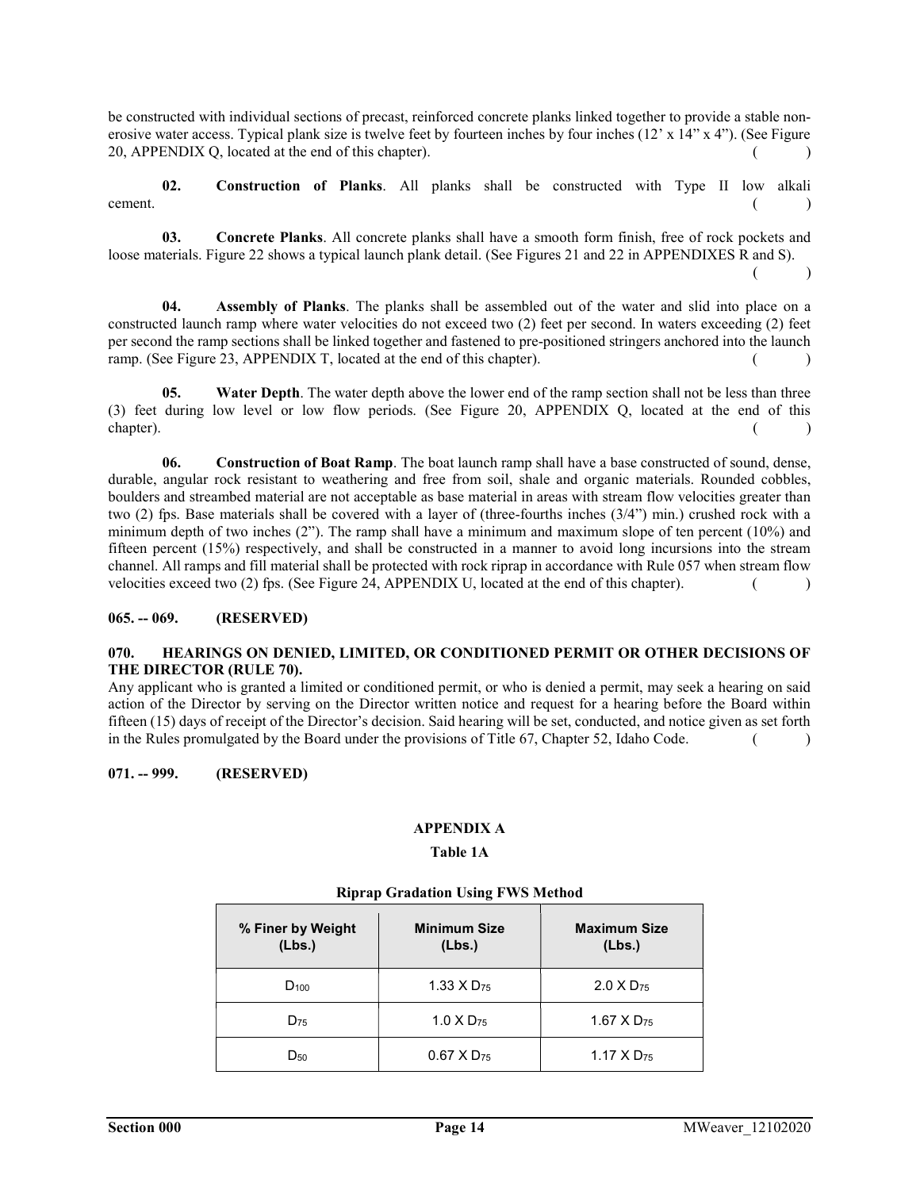be constructed with individual sections of precast, reinforced concrete planks linked together to provide a stable non-erosive water access. Typical plank size is twelve feet by fourteen inches by four inches (12' x 14" x 4"). (See Figure 20, APPENDIX Q, located at the end of this chapter). ( )

**02. Construction of Planks**. All planks shall be constructed with Type II low alkali cement. ( )

**03. Concrete Planks**. All concrete planks shall have a smooth form finish, free of rock pockets and loose materials. Figure 22 shows a typical launch plank detail. (See Figures 21 and 22 in APPENDIXES R and S). ( )

**04. Assembly of Planks**. The planks shall be assembled out of the water and slid into place on a constructed launch ramp where water velocities do not exceed two (2) feet per second. In waters exceeding (2) feet per second the ramp sections shall be linked together and fastened to pre-positioned stringers anchored into the launch ramp. (See Figure 23, APPENDIX T, located at the end of this chapter). ( )

**05. Water Depth**. The water depth above the lower end of the ramp section shall not be less than three (3) feet during low level or low flow periods. (See Figure 20, APPENDIX Q, located at the end of this chapter). ( )

**06. Construction of Boat Ramp**. The boat launch ramp shall have a base constructed of sound, dense, durable, angular rock resistant to weathering and free from soil, shale and organic materials. Rounded cobbles, boulders and streambed material are not acceptable as base material in areas with stream flow velocities greater than two (2) fps. Base materials shall be covered with a layer of (three-fourths inches (3/4") min.) crushed rock with a minimum depth of two inches (2"). The ramp shall have a minimum and maximum slope of ten percent (10%) and fifteen percent (15%) respectively, and shall be constructed in a manner to avoid long incursions into the stream channel. All ramps and fill material shall be protected with rock riprap in accordance with Rule 057 when stream flow velocities exceed two (2) fps. (See Figure 24, APPENDIX U, located at the end of this chapter). ( )

**065. -- 069. (RESERVED)**

**070. HEARINGS ON DENIED, LIMITED, OR CONDITIONED PERMIT OR OTHER DECISIONS OF THE DIRECTOR (RULE 70).**

Any applicant who is granted a limited or conditioned permit, or who is denied a permit, may seek a hearing on said action of the Director by serving on the Director written notice and request for a hearing before the Board within fifteen (15) days of receipt of the Director's decision. Said hearing will be set, conducted, and notice given as set forth in the Rules promulgated by the Board under the provisions of Title 67, Chapter 52, Idaho Code. ( )

**071. -- 999. (RESERVED)**

**APPENDIX A**

**Table 1A**

**Riprap Gradation Using FWS Method**

| % Finer by Weight (Lbs.) | Minimum Size (Lbs.) | Maximum Size (Lbs.) |
|---|---|---|
| $D_{100}$ | 1.33 X $D_{75}$ | 2.0 X $D_{75}$ |
| $D_{75}$ | 1.0 X $D_{75}$ | 1.67 X $D_{75}$ |
| $D_{50}$ | 0.67 X $D_{75}$ | 1.17 X $D_{75}$ |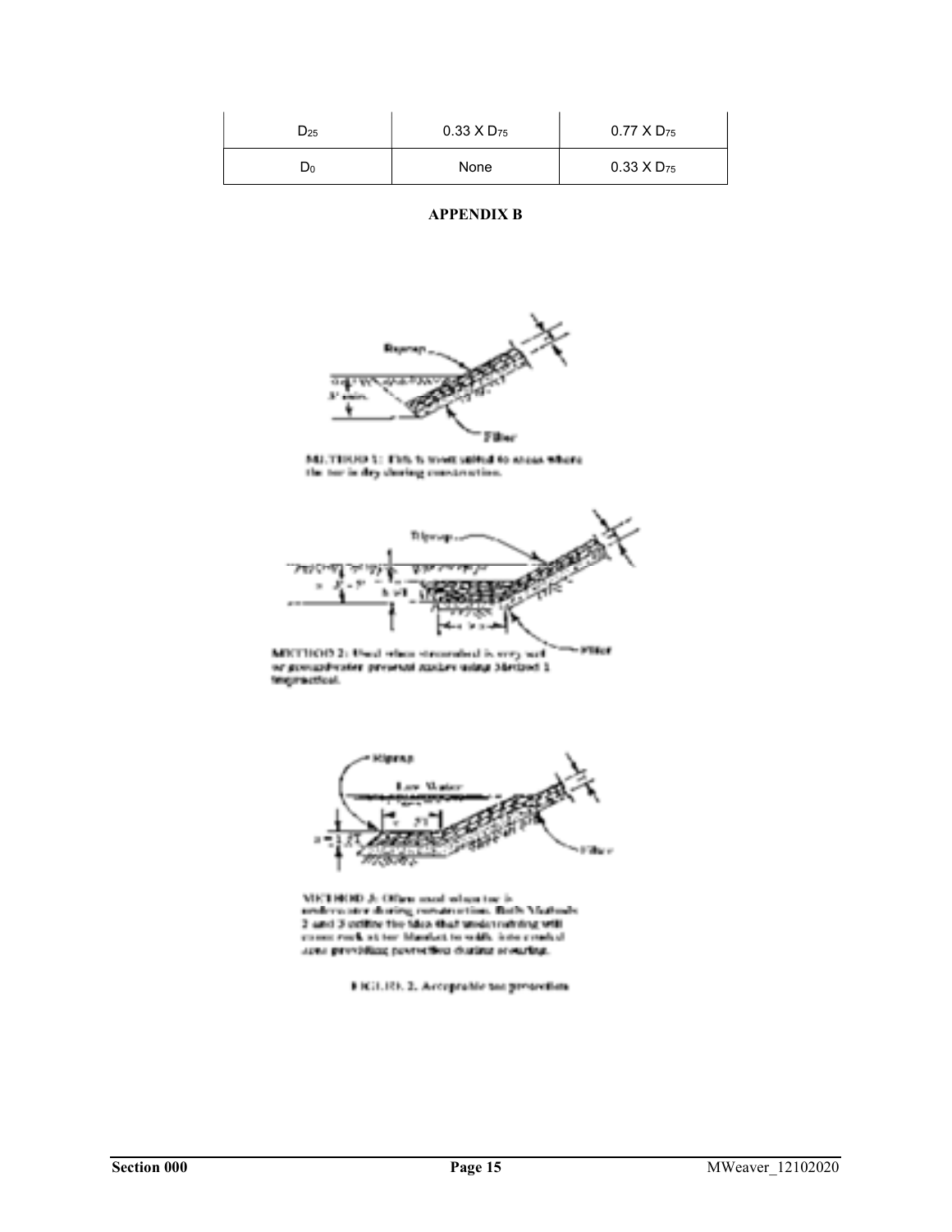| $D_{25}$ | $0.33 \times D_{75}$ | $0.77 \times D_{75}$ |
|---|---|---|
| $D_0$ | None | $0.33 \times D_{75}$ |

**APPENDIX B**

METHOD 1: This is most suited to areas where the toe is dry during construction.

METHOD 2: Used when streambed is very wet or groundwater present makes using Method 1 impractical.

METHOD 3: Often used when toe is underwater during construction. Both Methods 2 and 3 utilize the idea that undermining will cause rock at toe blanket to shift into eroded zone providing protection during scouring.

FIGURE 2. Acceptable toe protection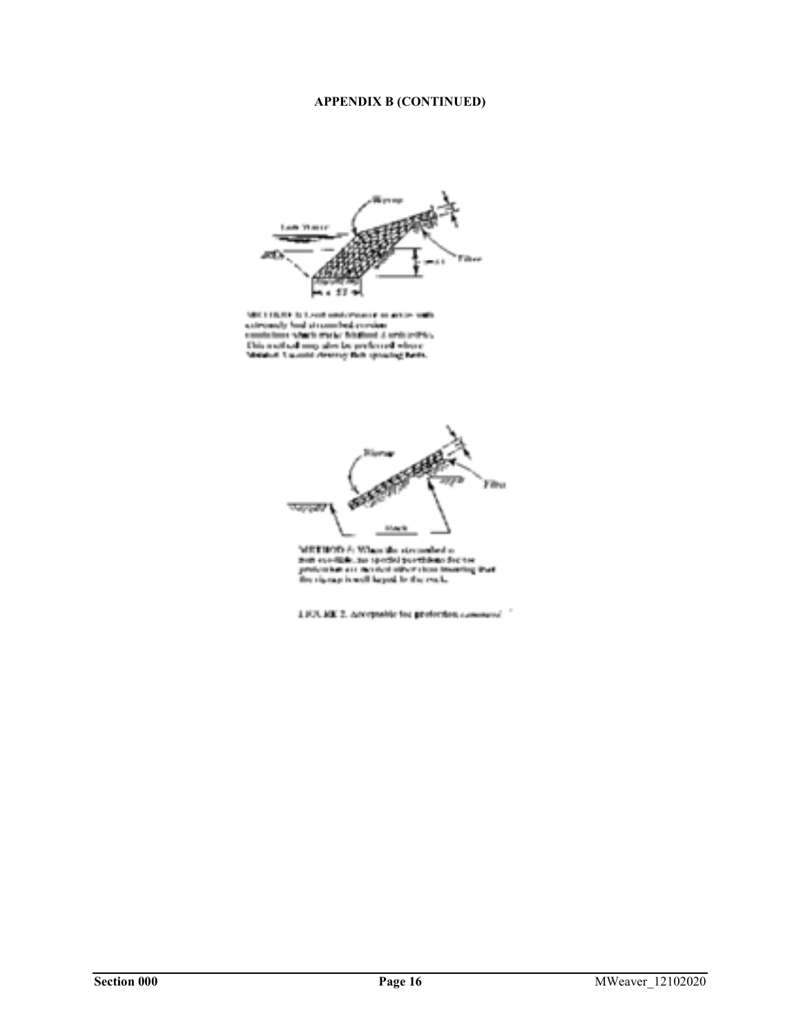**APPENDIX B (CONTINUED)**

METHOD B: Used underwater in areas with extremely bad streambed erosion conditions which make Method A unfeasible. This method may also be preferred where Method A would destroy fish spawning beds.

METHOD C: When the streambed is non-erodible, no special provisions for toe protection are needed other than insuring that the riprap is well keyed in the rock.

FIGURE 2. Acceptable toe protection continued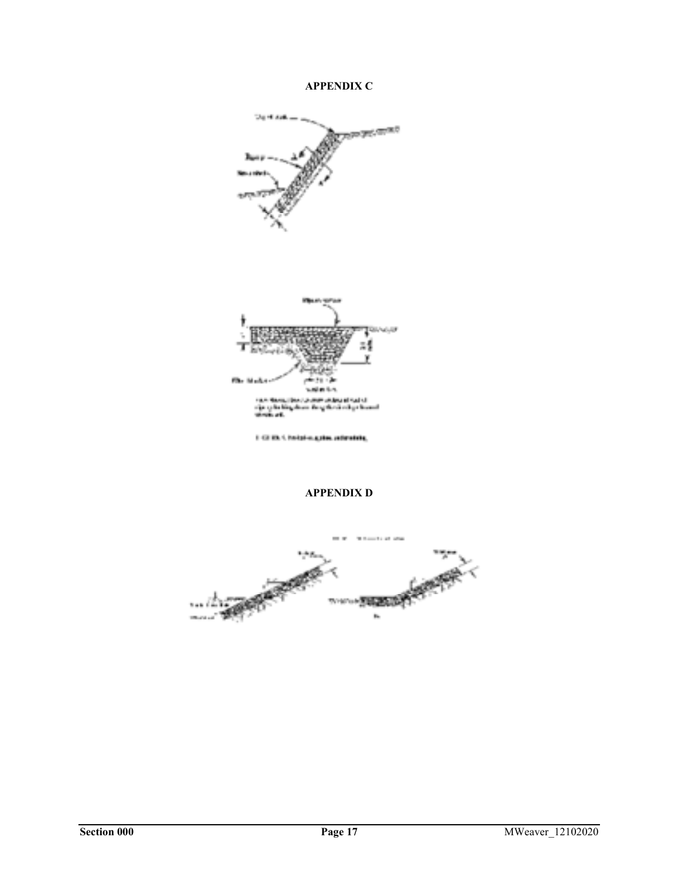**APPENDIX C**

**APPENDIX D**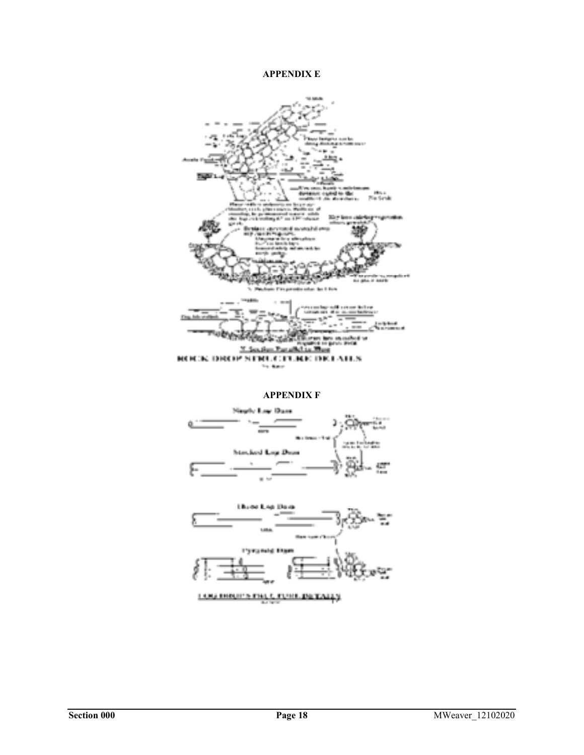**APPENDIX E**

**APPENDIX F**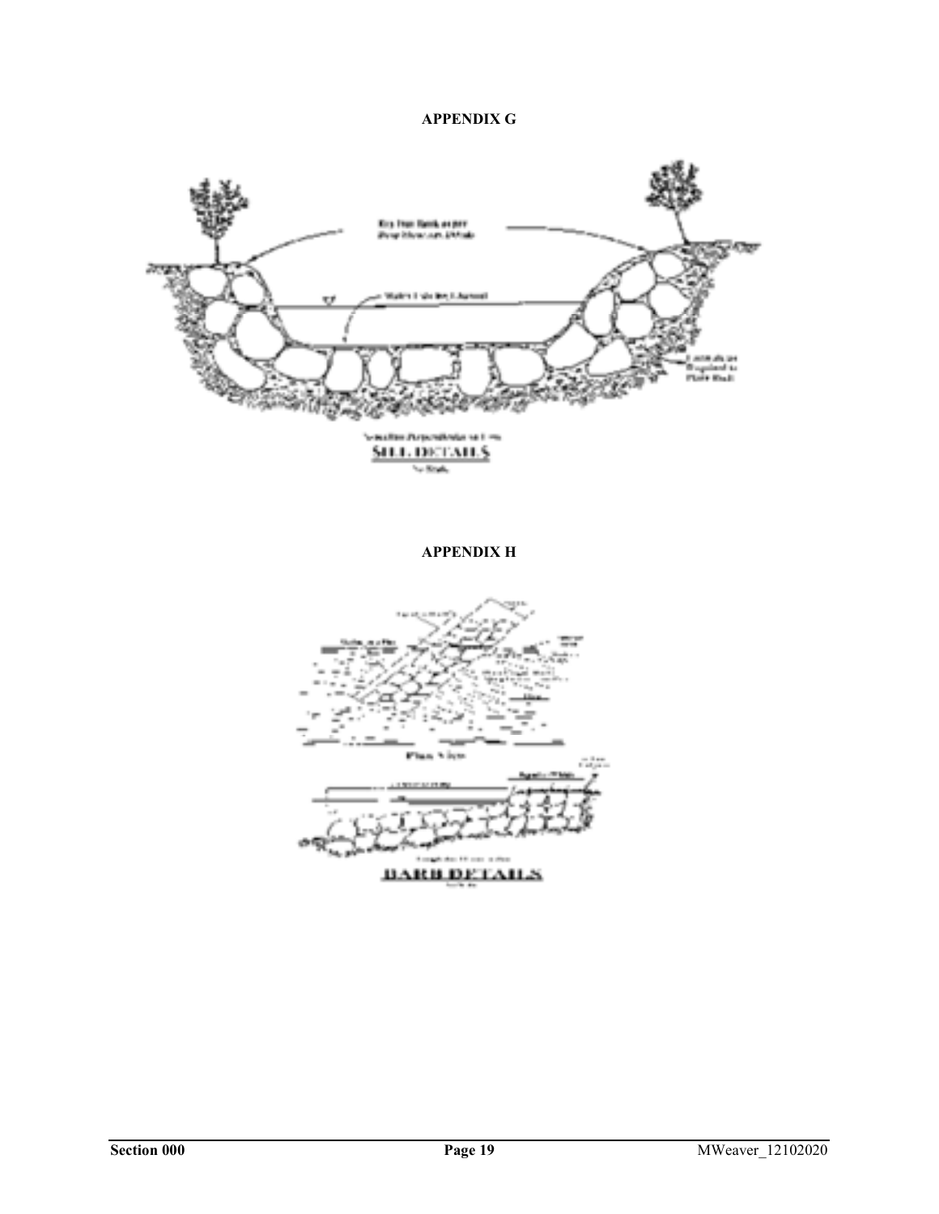**APPENDIX G**

**APPENDIX H**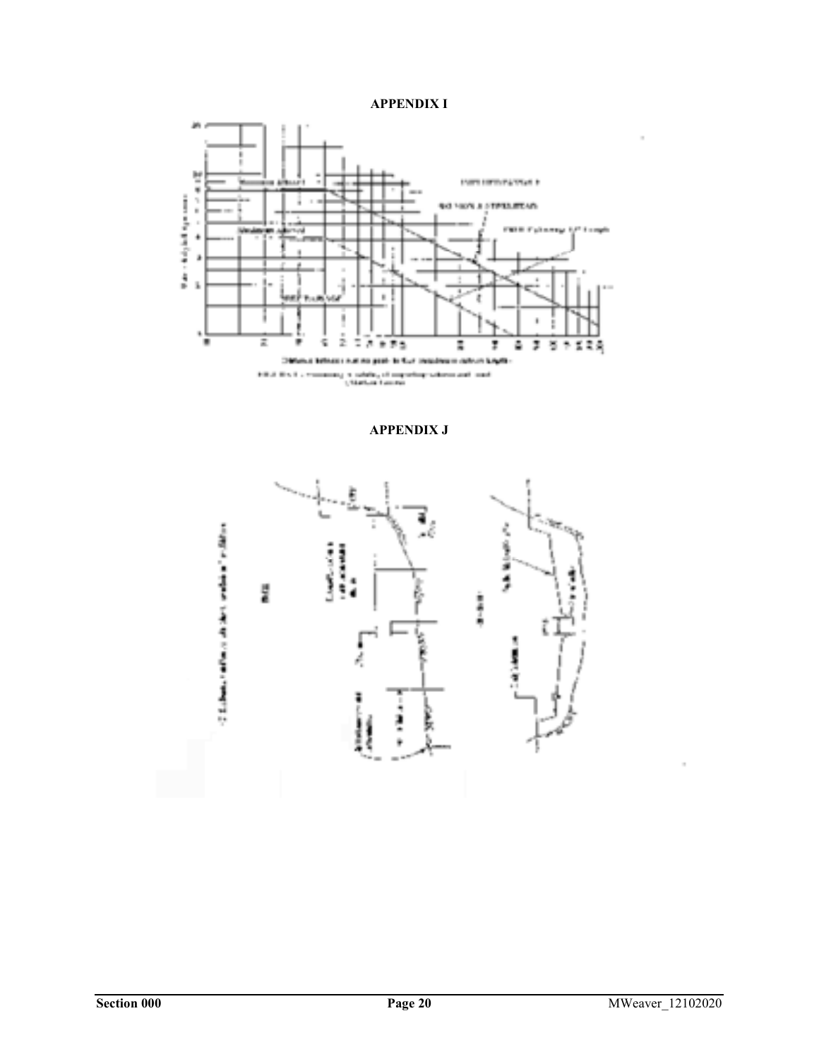**APPENDIX I**

**APPENDIX J**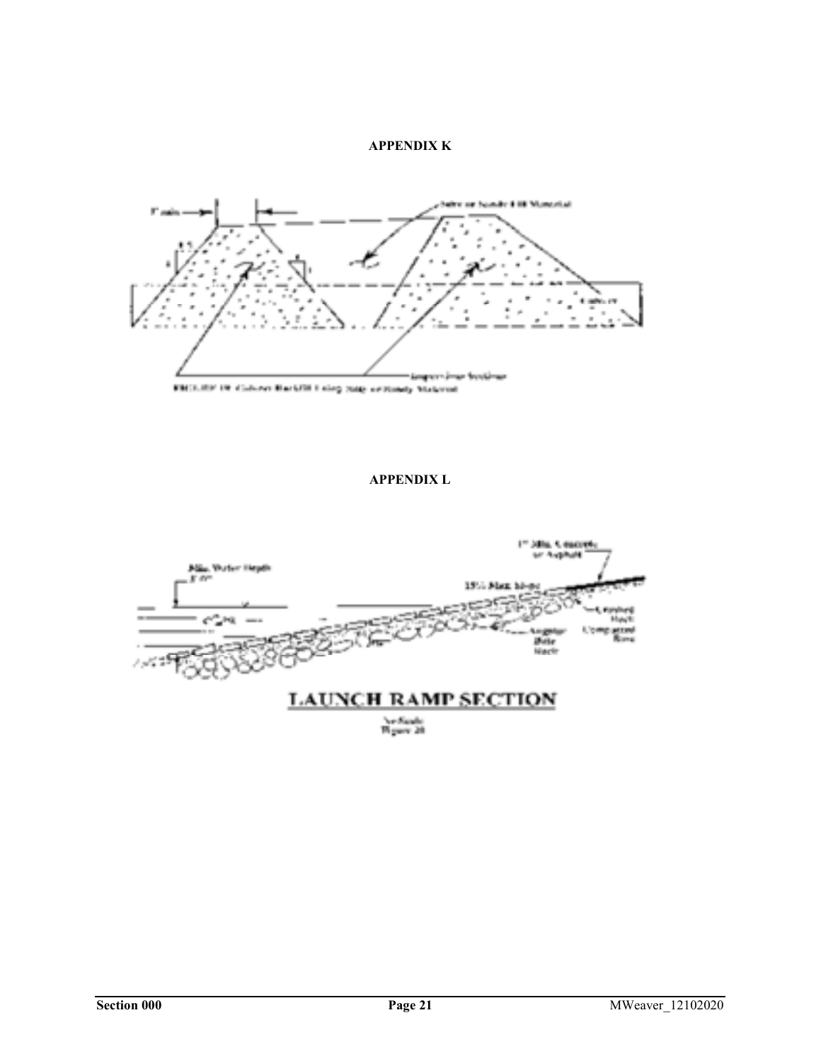## APPENDIX K

## APPENDIX L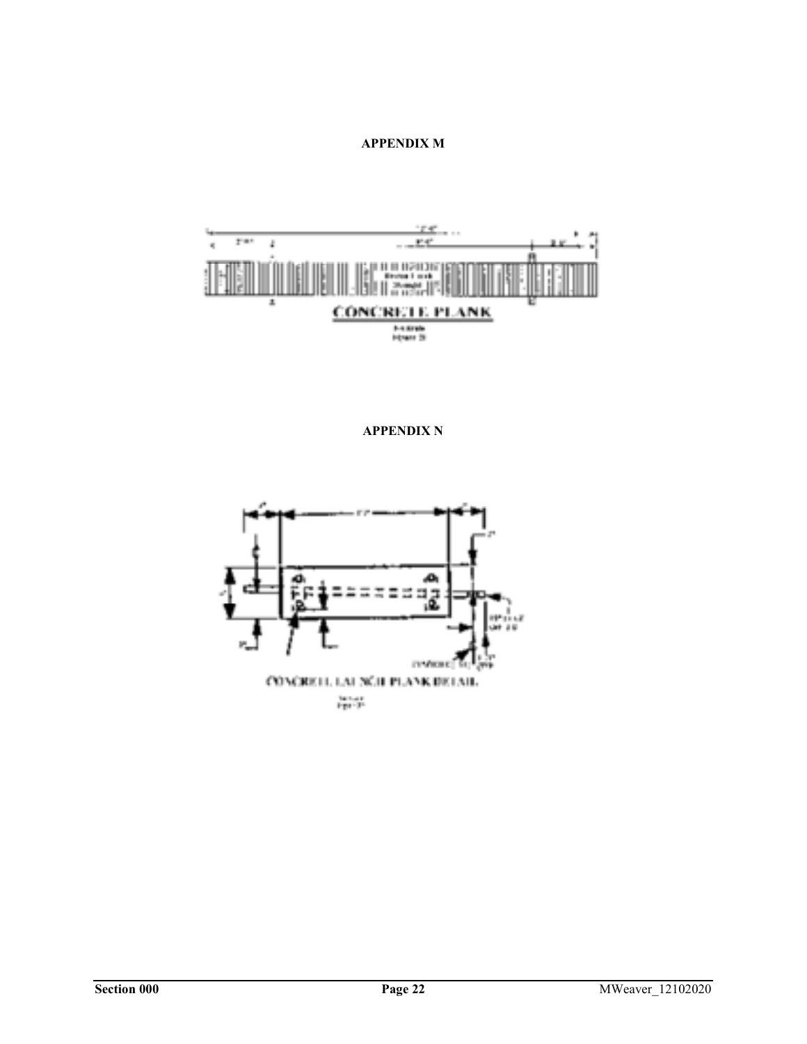**APPENDIX M**

CONCRETE PLANK

**APPENDIX N**

CONCRETE LAUNCH PLANK DETAIL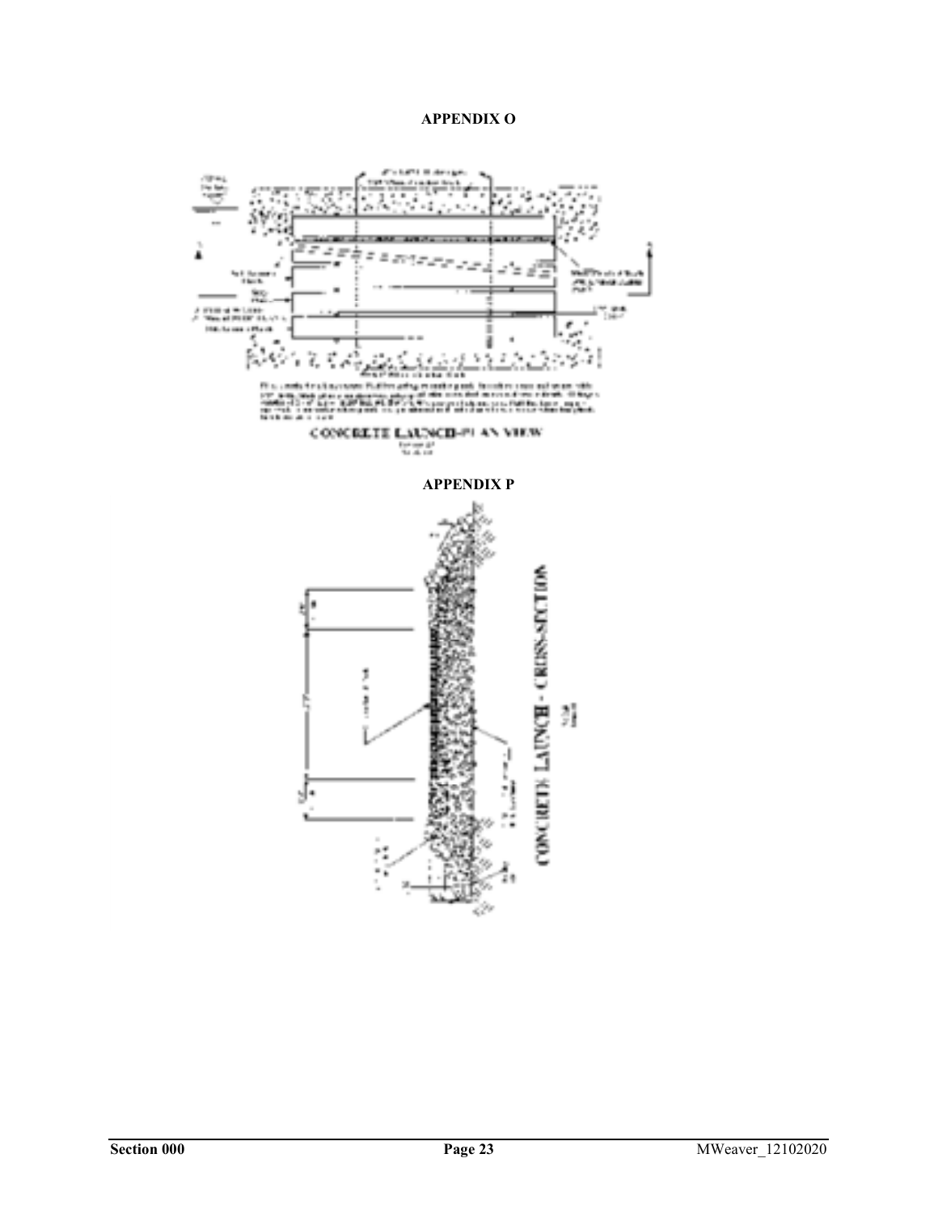**APPENDIX O**

CONCRETE LAUNCH-PLAN VIEW

**APPENDIX P**

CONCRETE LAUNCH - CROSS-SECTION